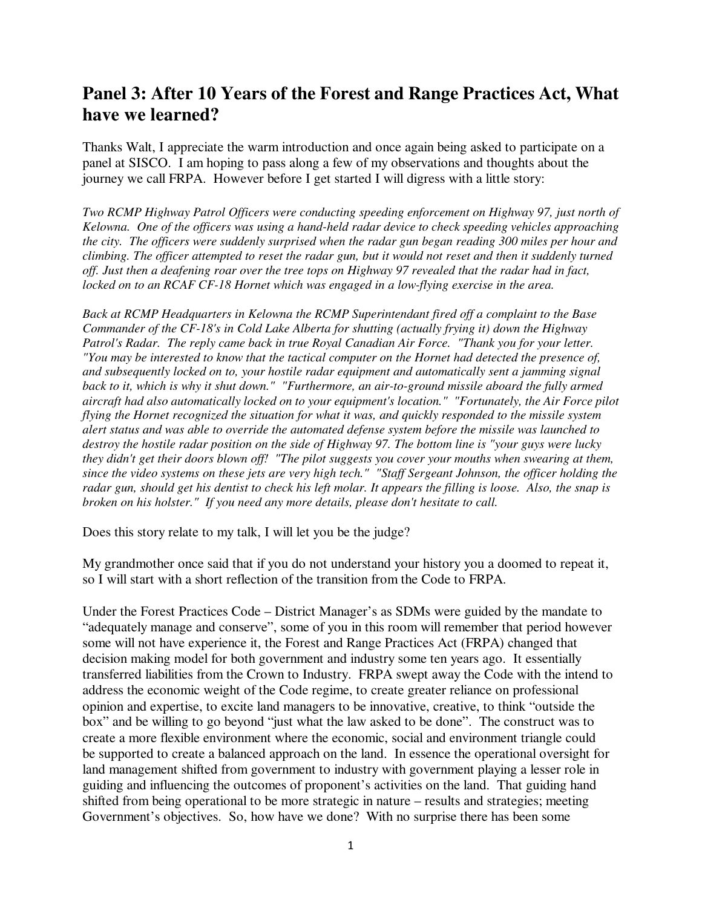## Panel 3: After 10 Years of the Forest and Range Practices Act, What have we learned?

Thanks Walt, I appreciate the warm introduction and once again being asked to participate on a panel at SISCO. I am hoping to pass along a few of my observations and thoughts about the journey we call FRPA. However before I get started I will digress with a little story:

*Two RCMP Highway Patrol Officers were conducting speeding enforcement on Highway 97, just north of Kelowna. One of the officers was using a hand-held radar device to check speeding vehicles approaching the city. The officers were suddenly surprised when the radar gun began reading 300 miles per hour and climbing. The officer attempted to reset the radar gun, but it would not reset and then it suddenly turned off. Just then a deafening roar over the tree tops on Highway 97 revealed that the radar had in fact, locked on to an RCAF CF-18 Hornet which was engaged in a low-flying exercise in the area.*

*Back at RCMP Headquarters in Kelowna the RCMP Superintendant fired off a complaint to the Base Commander of the CF-18's in Cold Lake Alberta for shutting (actually frying it) down the Highway Patrol's Radar. The reply came back in true Royal Canadian Air Force. "Thank you for your letter. "You may be interested to know that the tactical computer on the Hornet had detected the presence of, and subsequently locked on to, your hostile radar equipment and automatically sent a jamming signal back to it, which is why it shut down." "Furthermore, an air-to-ground missile aboard the fully armed aircraft had also automatically locked on to your equipment's location." "Fortunately, the Air Force pilot flying the Hornet recognized the situation for what it was, and quickly responded to the missile system alert status and was able to override the automated defense system before the missile was launched to destroy the hostile radar position on the side of Highway 97. The bottom line is "your guys were lucky they didn't get their doors blown off! "The pilot suggests you cover your mouths when swearing at them, since the video systems on these jets are very high tech." "Staff Sergeant Johnson, the officer holding the radar gun, should get his dentist to check his left molar. It appears the filling is loose. Also, the snap is broken on his holster." If you need any more details, please don't hesitate to call.*

Does this story relate to my talk, I will let you be the judge?

My grandmother once said that if you do not understand your history you a doomed to repeat it, so I will start with a short reflection of the transition from the Code to FRPA.

Under the Forest Practices Code – District Manager's as SDMs were guided by the mandate to "adequately manage and conserve", some of you in this room will remember that period however some will not have experience it, the Forest and Range Practices Act (FRPA) changed that decision making model for both government and industry some ten years ago. It essentially transferred liabilities from the Crown to Industry. FRPA swept away the Code with the intend to address the economic weight of the Code regime, to create greater reliance on professional opinion and expertise, to excite land managers to be innovative, creative, to think "outside the box" and be willing to go beyond "just what the law asked to be done". The construct was to create a more flexible environment where the economic, social and environment triangle could be supported to create a balanced approach on the land. In essence the operational oversight for land management shifted from government to industry with government playing a lesser role in guiding and influencing the outcomes of proponent's activities on the land. That guiding hand shifted from being operational to be more strategic in nature – results and strategies; meeting Government's objectives. So, how have we done? With no surprise there has been some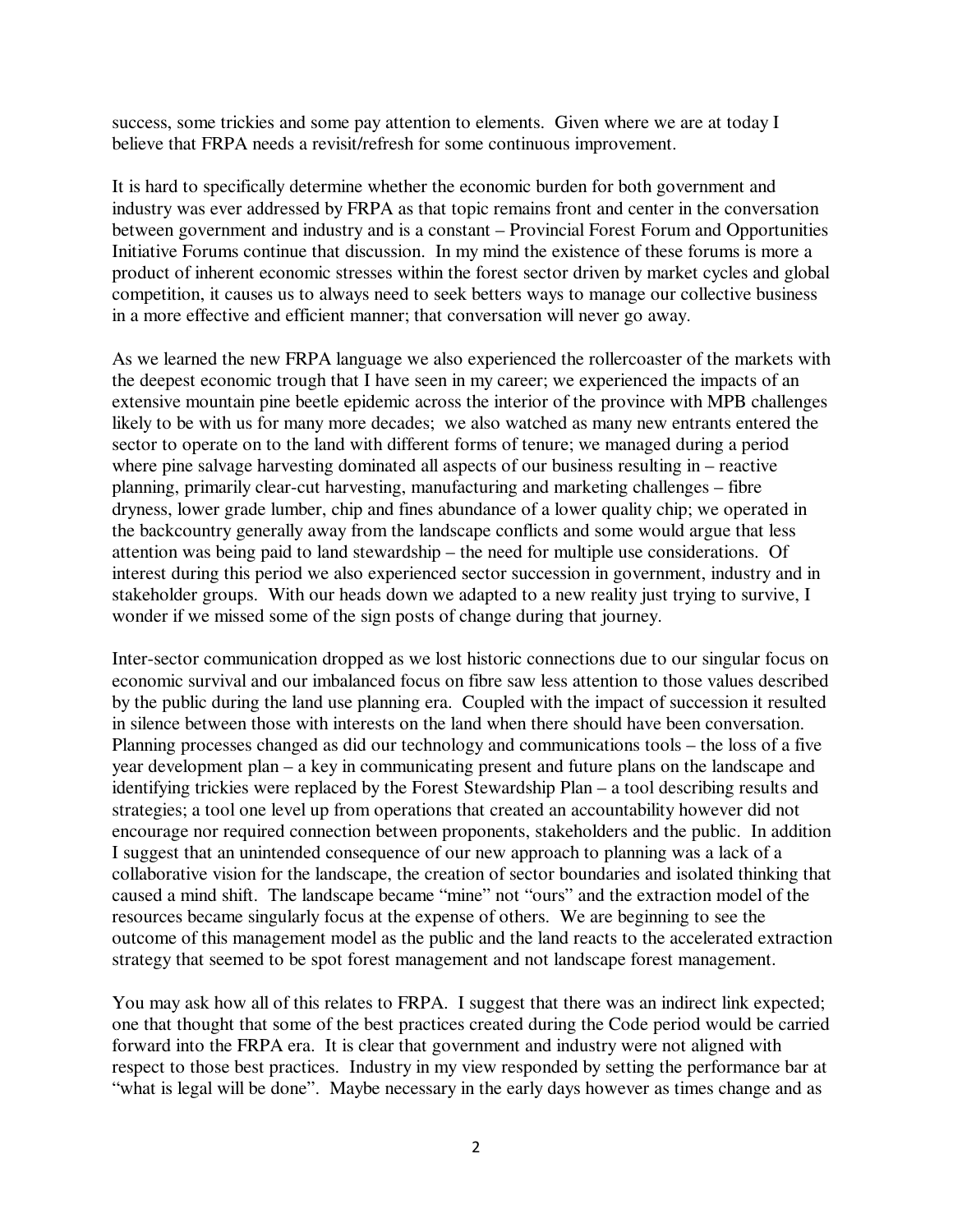success, some trickies and some pay attention to elements. Given where we are at today I believe that FRPA needs a revisit/refresh for some continuous improvement.

It is hard to specifically determine whether the economic burden for both government and industry was ever addressed by FRPA as that topic remains front and center in the conversation between government and industry and is a constant – Provincial Forest Forum and Opportunities Initiative Forums continue that discussion. In my mind the existence of these forums is more a product of inherent economic stresses within the forest sector driven by market cycles and global competition, it causes us to always need to seek betters ways to manage our collective business in a more effective and efficient manner; that conversation will never go away.

As we learned the new FRPA language we also experienced the rollercoaster of the markets with the deepest economic trough that I have seen in my career; we experienced the impacts of an extensive mountain pine beetle epidemic across the interior of the province with MPB challenges likely to be with us for many more decades; we also watched as many new entrants entered the sector to operate on to the land with different forms of tenure; we managed during a period where pine salvage harvesting dominated all aspects of our business resulting in – reactive planning, primarily clear-cut harvesting, manufacturing and marketing challenges – fibre dryness, lower grade lumber, chip and fines abundance of a lower quality chip; we operated in the backcountry generally away from the landscape conflicts and some would argue that less attention was being paid to land stewardship – the need for multiple use considerations. Of interest during this period we also experienced sector succession in government, industry and in stakeholder groups. With our heads down we adapted to a new reality just trying to survive, I wonder if we missed some of the sign posts of change during that journey.

Inter-sector communication dropped as we lost historic connections due to our singular focus on economic survival and our imbalanced focus on fibre saw less attention to those values described by the public during the land use planning era. Coupled with the impact of succession it resulted in silence between those with interests on the land when there should have been conversation. Planning processes changed as did our technology and communications tools – the loss of a five year development plan – a key in communicating present and future plans on the landscape and identifying trickies were replaced by the Forest Stewardship Plan – a tool describing results and strategies; a tool one level up from operations that created an accountability however did not encourage nor required connection between proponents, stakeholders and the public. In addition I suggest that an unintended consequence of our new approach to planning was a lack of a collaborative vision for the landscape, the creation of sector boundaries and isolated thinking that caused a mind shift. The landscape became "mine" not "ours" and the extraction model of the resources became singularly focus at the expense of others. We are beginning to see the outcome of this management model as the public and the land reacts to the accelerated extraction strategy that seemed to be spot forest management and not landscape forest management.

You may ask how all of this relates to FRPA. I suggest that there was an indirect link expected; one that thought that some of the best practices created during the Code period would be carried forward into the FRPA era. It is clear that government and industry were not aligned with respect to those best practices. Industry in my view responded by setting the performance bar at "what is legal will be done". Maybe necessary in the early days however as times change and as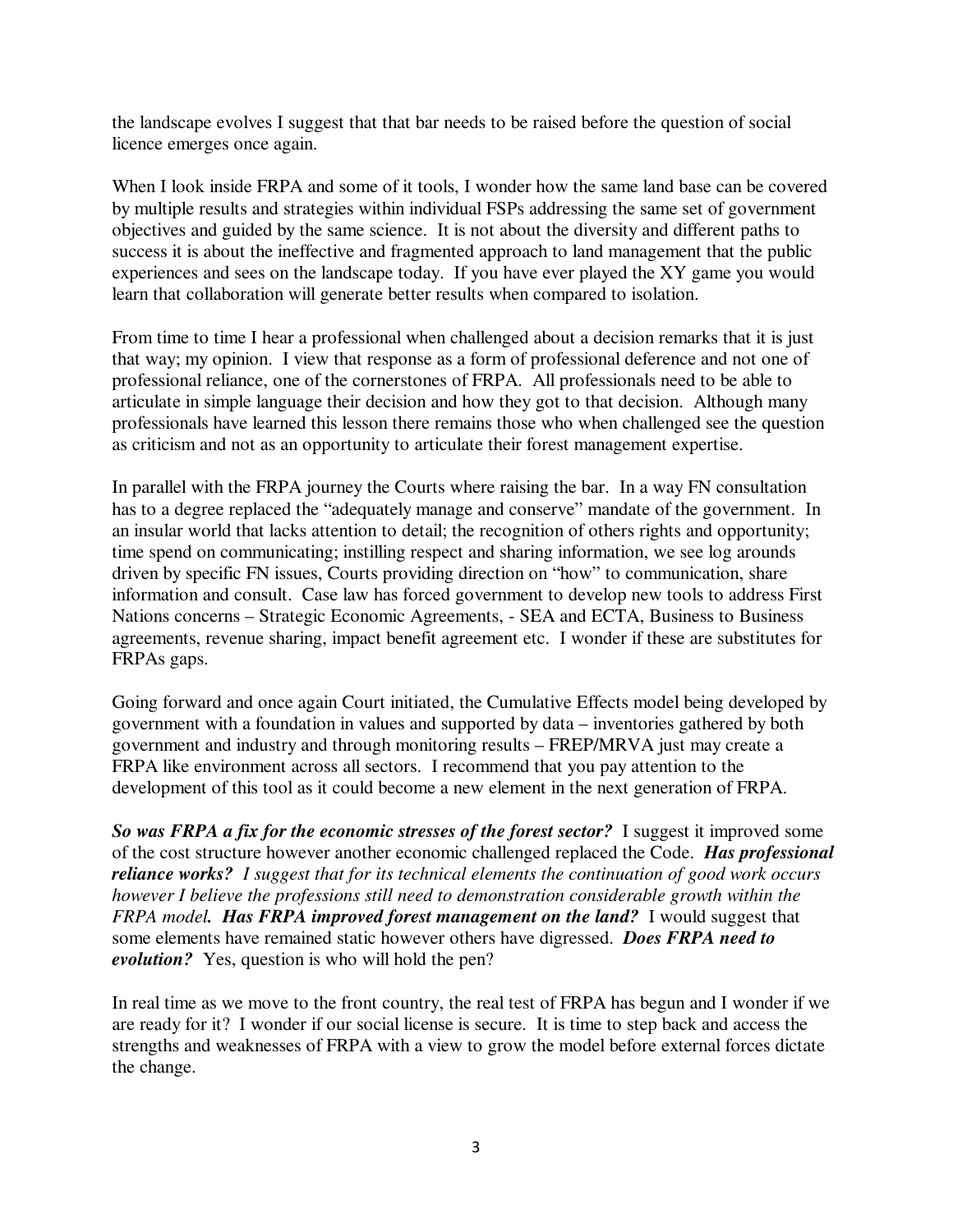the landscape evolves I suggest that that bar needs to be raised before the question of social licence emerges once again.

When I look inside FRPA and some of it tools, I wonder how the same land base can be covered by multiple results and strategies within individual FSPs addressing the same set of government objectives and guided by the same science. It is not about the diversity and different paths to success it is about the ineffective and fragmented approach to land management that the public experiences and sees on the landscape today. If you have ever played the XY game you would learn that collaboration will generate better results when compared to isolation.

From time to time I hear a professional when challenged about a decision remarks that it is just that way; my opinion. I view that response as a form of professional deference and not one of professional reliance, one of the cornerstones of FRPA. All professionals need to be able to articulate in simple language their decision and how they got to that decision. Although many professionals have learned this lesson there remains those who when challenged see the question as criticism and not as an opportunity to articulate their forest management expertise.

In parallel with the FRPA journey the Courts where raising the bar. In a way FN consultation has to a degree replaced the "adequately manage and conserve" mandate of the government. In an insular world that lacks attention to detail; the recognition of others rights and opportunity; time spend on communicating; instilling respect and sharing information, we see log arounds driven by specific FN issues, Courts providing direction on "how" to communication, share information and consult. Case law has forced government to develop new tools to address First Nations concerns – Strategic Economic Agreements, - SEA and ECTA, Business to Business agreements, revenue sharing, impact benefit agreement etc. I wonder if these are substitutes for FRPAs gaps.

Going forward and once again Court initiated, the Cumulative Effects model being developed by government with a foundation in values and supported by data – inventories gathered by both government and industry and through monitoring results – FREP/MRVA just may create a FRPA like environment across all sectors. I recommend that you pay attention to the development of this tool as it could become a new element in the next generation of FRPA.

***So was FRPA a fix for the economic stresses of the forest sector?*** I suggest it improved some of the cost structure however another economic challenged replaced the Code. ***Has professional reliance works?*** *I suggest that for its technical elements the continuation of good work occurs however I believe the professions still need to demonstration considerable growth within the FRPA model.* ***Has FRPA improved forest management on the land?*** I would suggest that some elements have remained static however others have digressed. ***Does FRPA need to evolution?*** Yes, question is who will hold the pen?

In real time as we move to the front country, the real test of FRPA has begun and I wonder if we are ready for it? I wonder if our social license is secure. It is time to step back and access the strengths and weaknesses of FRPA with a view to grow the model before external forces dictate the change.